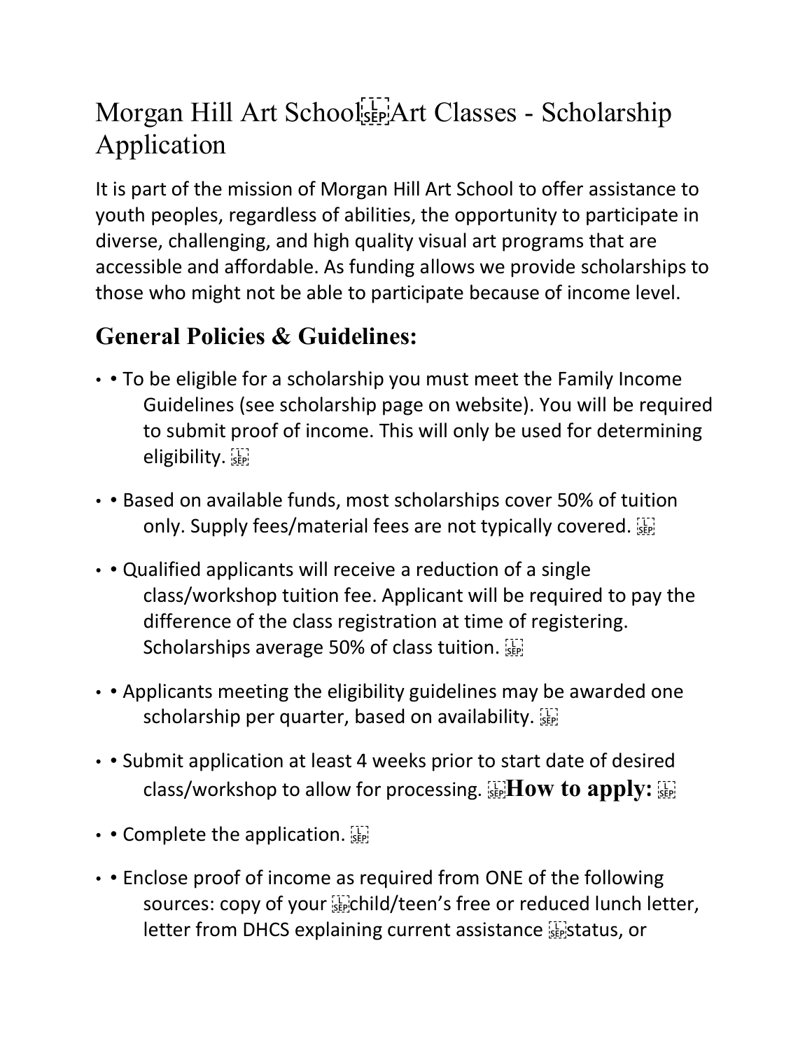# Morgan Hill Art School Art Classes - Scholarship Application

It is part of the mission of Morgan Hill Art School to offer assistance to youth peoples, regardless of abilities, the opportunity to participate in diverse, challenging, and high quality visual art programs that are accessible and affordable. As funding allows we provide scholarships to those who might not be able to participate because of income level.

## General Policies & Guidelines:

- To be eligible for a scholarship you must meet the Family Income Guidelines (see scholarship page on website). You will be required to submit proof of income. This will only be used for determining eligibility.
- Based on available funds, most scholarships cover 50% of tuition only. Supply fees/material fees are not typically covered.
- Qualified applicants will receive a reduction of a single class/workshop tuition fee. Applicant will be required to pay the difference of the class registration at time of registering. Scholarships average 50% of class tuition.
- Applicants meeting the eligibility guidelines may be awarded one scholarship per quarter, based on availability.
- Submit application at least 4 weeks prior to start date of desired class/workshop to allow for processing.

## How to apply:

- Complete the application.
- Enclose proof of income as required from ONE of the following sources: copy of your child/teen's free or reduced lunch letter, letter from DHCS explaining current assistance status, or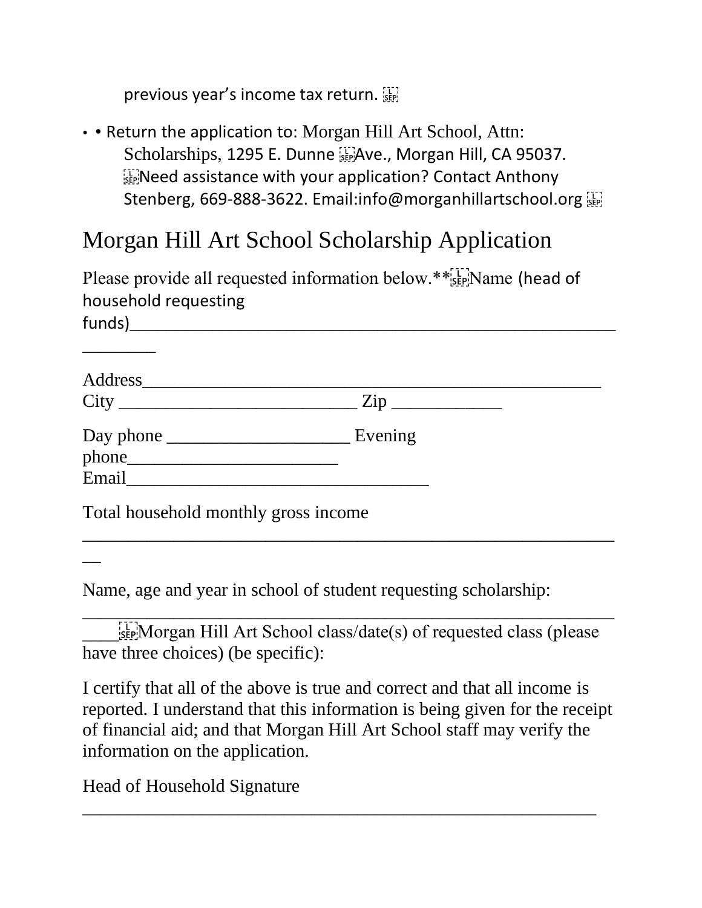previous year's income tax return.

- • Return the application to: Morgan Hill Art School, Attn: Scholarships, 1295 E. Dunne Ave., Morgan Hill, CA 95037. Need assistance with your application? Contact Anthony Stenberg, 669-888-3622. Email:info@morganhillartschool.org

# Morgan Hill Art School Scholarship Application

Please provide all requested information below.** Name (head of household requesting funds)_________________________________________________________________

Address_______________________________________________________
City ___________________________ Zip ____________

Day phone _____________________ Evening phone________________________
Email__________________________________

Total household monthly gross income ______________________________________________________________

Name, age and year in school of student requesting scholarship: ______________________________________________________________ Morgan Hill Art School class/date(s) of requested class (please have three choices) (be specific):

I certify that all of the above is true and correct and that all income is reported. I understand that this information is being given for the receipt of financial aid; and that Morgan Hill Art School staff may verify the information on the application.

Head of Household Signature ___________________________________________________________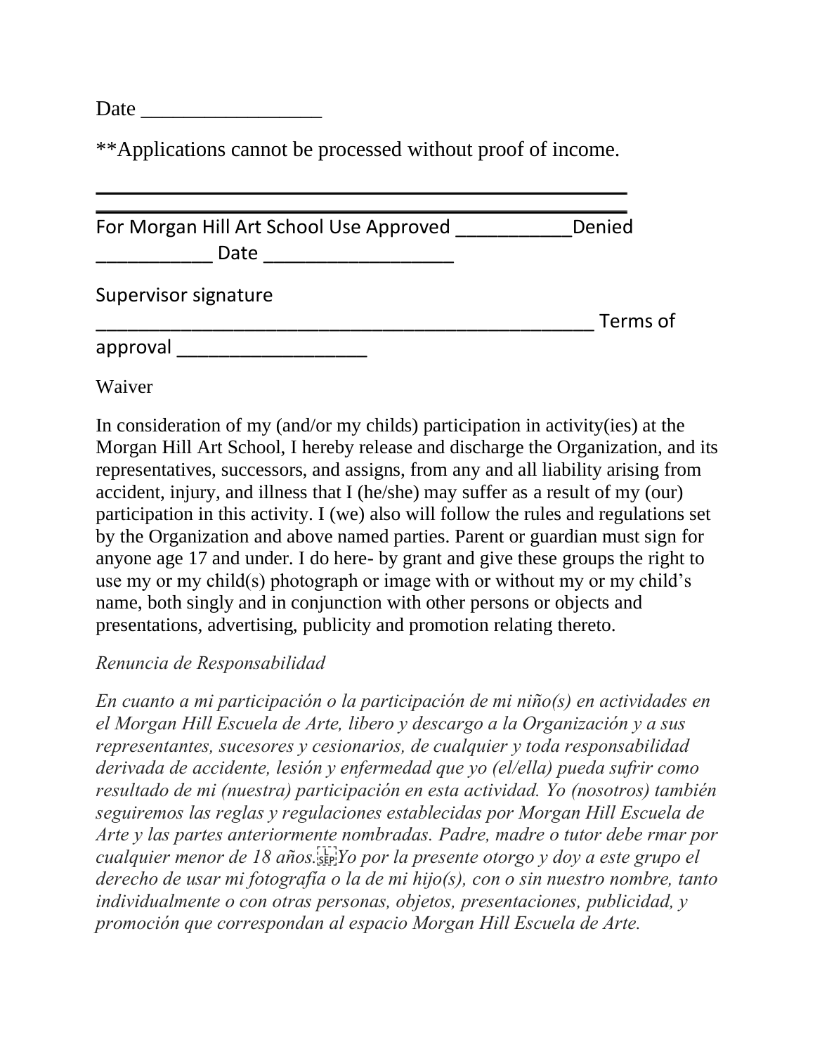Date _________________

**Applications cannot be processed without proof of income.

---

For Morgan Hill Art School Use Approved ___________Denied ___________ Date __________________

Supervisor signature _________________________________________________ Terms of approval __________________

Waiver

In consideration of my (and/or my childs) participation in activity(ies) at the Morgan Hill Art School, I hereby release and discharge the Organization, and its representatives, successors, and assigns, from any and all liability arising from accident, injury, and illness that I (he/she) may suffer as a result of my (our) participation in this activity. I (we) also will follow the rules and regulations set by the Organization and above named parties. Parent or guardian must sign for anyone age 17 and under. I do here- by grant and give these groups the right to use my or my child(s) photograph or image with or without my or my child's name, both singly and in conjunction with other persons or objects and presentations, advertising, publicity and promotion relating thereto.

*Renuncia de Responsabilidad*

*En cuanto a mi participación o la participación de mi niño(s) en actividades en el Morgan Hill Escuela de Arte, libero y descargo a la Organización y a sus representantes, sucesores y cesionarios, de cualquier y toda responsabilidad derivada de accidente, lesión y enfermedad que yo (el/ella) pueda sufrir como resultado de mi (nuestra) participación en esta actividad. Yo (nosotros) también seguiremos las reglas y regulaciones establecidas por Morgan Hill Escuela de Arte y las partes anteriormente nombradas. Padre, madre o tutor debe rmar por cualquier menor de 18 años. Yo por la presente otorgo y doy a este grupo el derecho de usar mi fotografía o la de mi hijo(s), con o sin nuestro nombre, tanto individualmente o con otras personas, objetos, presentaciones, publicidad, y promoción que correspondan al espacio Morgan Hill Escuela de Arte.*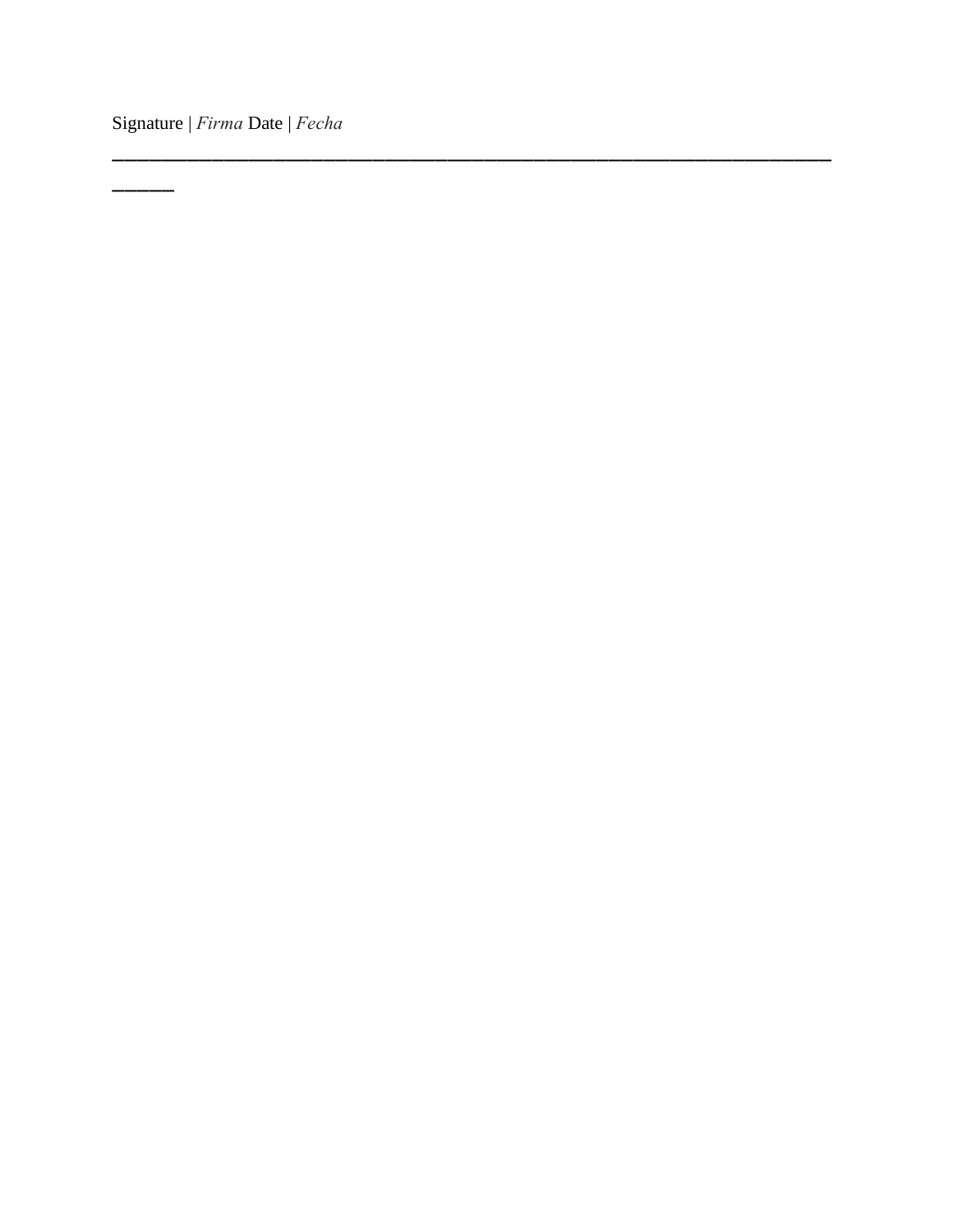Signature | *Firma* Date | *Fecha*

______________________________________________________________

_____